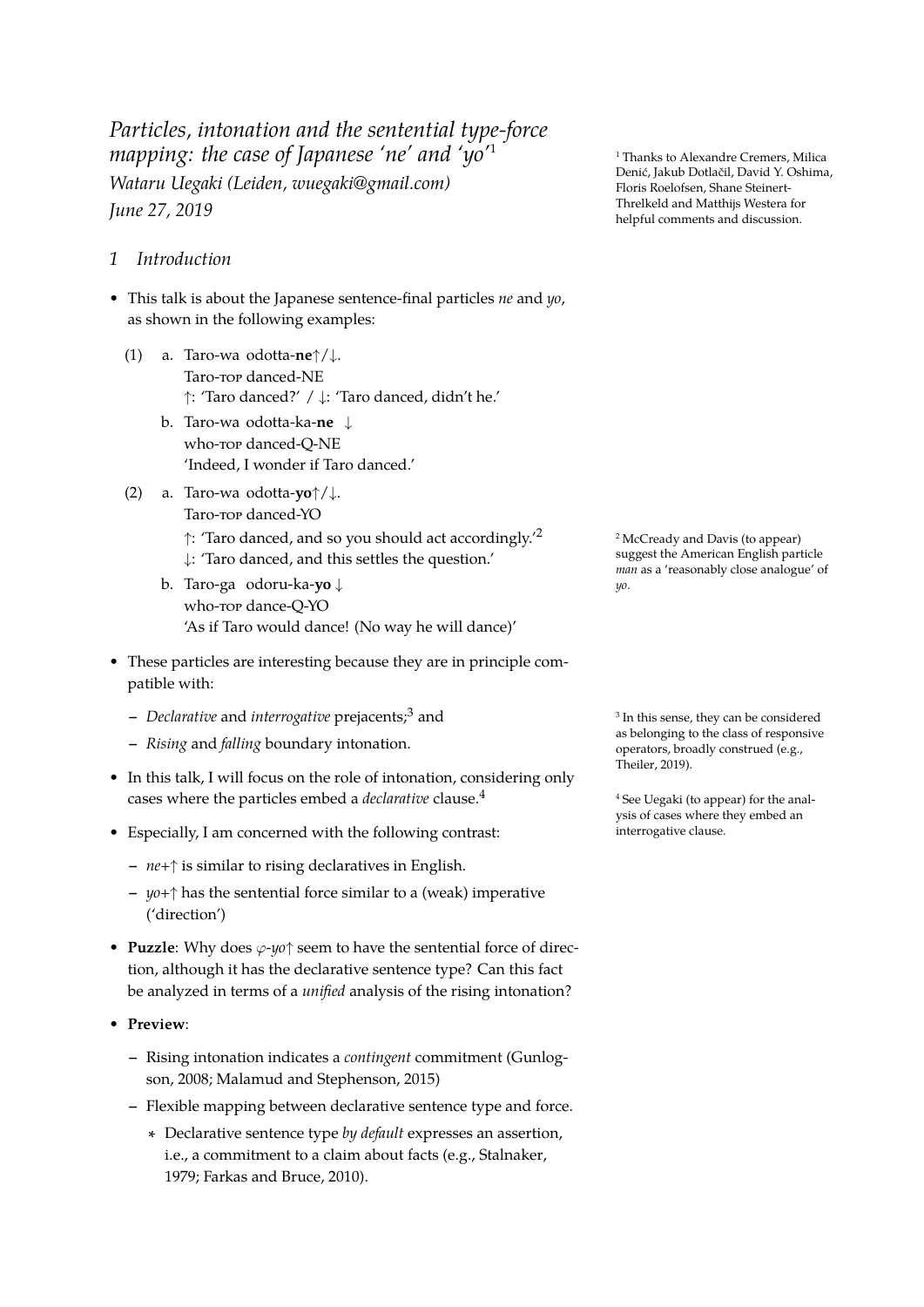# *Particles, intonation and the sentential type-force mapping: the case of Japanese 'ne' and 'yo'*[1]

*Wataru Uegaki (Leiden, wuegaki@gmail.com)*

*June 27, 2019*

[1] Thanks to Alexandre Cremers, Milica Denić, Jakub Dotlačil, David Y. Oshima, Floris Roelofsen, Shane Steinert-Threlkeld and Matthijs Westera for helpful comments and discussion.

## 1 *Introduction*

- This talk is about the Japanese sentence-final particles *ne* and *yo*, as shown in the following examples:

(1) a. Taro-wa odotta-**ne**↑/↓.
   Taro-TOP danced-NE
   ↑: 'Taro danced?' / ↓: 'Taro danced, didn't he.'

   b. Taro-wa odotta-ka-**ne** ↓
   who-TOP danced-Q-NE
   'Indeed, I wonder if Taro danced.'

(2) a. Taro-wa odotta-**yo**↑/↓.
   Taro-TOP danced-YO
   ↑: 'Taro danced, and so you should act accordingly.'[2]
   ↓: 'Taro danced, and this settles the question.'

   b. Taro-ga odoru-ka-**yo** ↓
   who-TOP dance-Q-YO
   'As if Taro would dance! (No way he will dance)'

[2] McCready and Davis (to appear) suggest the American English particle *man* as a 'reasonably close analogue' of *yo*.

- These particles are interesting because they are in principle compatible with:
  - *Declarative* and *interrogative* prejacents;[3] and
  - *Rising* and *falling* boundary intonation.

[3] In this sense, they can be considered as belonging to the class of responsive operators, broadly construed (e.g., Theiler, 2019).

- In this talk, I will focus on the role of intonation, considering only cases where the particles embed a *declarative* clause.[4]

[4] See Uegaki (to appear) for the analysis of cases where they embed an interrogative clause.

- Especially, I am concerned with the following contrast:
  - *ne*+↑ is similar to rising declaratives in English.
  - *yo*+↑ has the sentential force similar to a (weak) imperative ('direction')

- **Puzzle**: Why does $\varphi$-*yo*↑ seem to have the sentential force of direction, although it has the declarative sentence type? Can this fact be analyzed in terms of a *unified* analysis of the rising intonation?

- **Preview**:
  - Rising intonation indicates a *contingent* commitment (Gunlogson, 2008; Malamud and Stephenson, 2015)
  - Flexible mapping between declarative sentence type and force.
    - Declarative sentence type *by default* expresses an assertion, i.e., a commitment to a claim about facts (e.g., Stalnaker, 1979; Farkas and Bruce, 2010).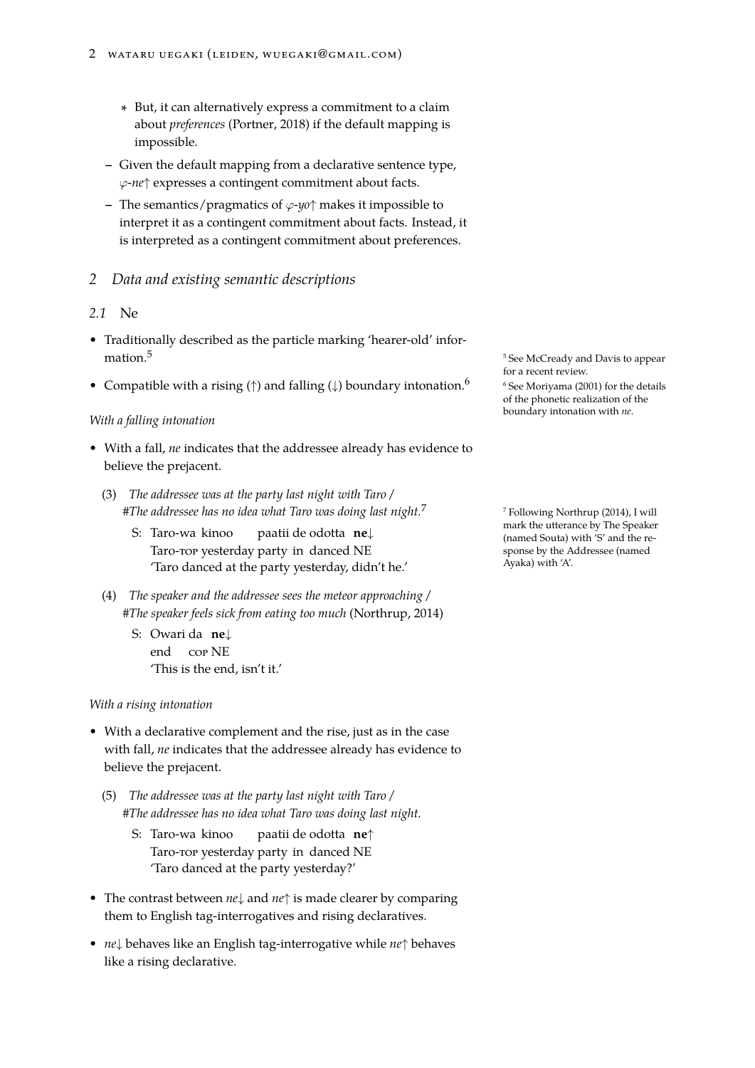* But, it can alternatively express a commitment to a claim about *preferences* (Portner, 2018) if the default mapping is impossible.
  - Given the default mapping from a declarative sentence type, $\varphi$-*ne*↑ expresses a contingent commitment about facts.
  - The semantics/pragmatics of $\varphi$-*yo*↑ makes it impossible to interpret it as a contingent commitment about facts. Instead, it is interpreted as a contingent commitment about preferences.

## 2 *Data and existing semantic descriptions*

### *2.1* Ne

- Traditionally described as the particle marking 'hearer-old' information.[5]
- Compatible with a rising (↑) and falling (↓) boundary intonation.[6]

[5] See McCready and Davis to appear for a recent review.

[6] See Moriyama (2001) for the details of the phonetic realization of the boundary intonation with *ne*.

*With a falling intonation*

- With a fall, *ne* indicates that the addressee already has evidence to believe the prejacent.

(3) *The addressee was at the party last night with Taro / #The addressee has no idea what Taro was doing last night.*[7]

S: Taro-wa kinoo paatii de odotta **ne**↓
Taro-TOP yesterday party in danced NE
'Taro danced at the party yesterday, didn't he.'

[7] Following Northrup (2014), I will mark the utterance by The Speaker (named Souta) with 'S' and the response by the Addressee (named Ayaka) with 'A'.

(4) *The speaker and the addressee sees the meteor approaching / #The speaker feels sick from eating too much* (Northrup, 2014)

S: Owari da **ne**↓
end COP NE
'This is the end, isn't it.'

*With a rising intonation*

- With a declarative complement and the rise, just as in the case with fall, *ne* indicates that the addressee already has evidence to believe the prejacent.

(5) *The addressee was at the party last night with Taro / #The addressee has no idea what Taro was doing last night.*

S: Taro-wa kinoo paatii de odotta **ne**↑
Taro-TOP yesterday party in danced NE
'Taro danced at the party yesterday?'

- The contrast between *ne*↓ and *ne*↑ is made clearer by comparing them to English tag-interrogatives and rising declaratives.
- *ne*↓ behaves like an English tag-interrogative while *ne*↑ behaves like a rising declarative.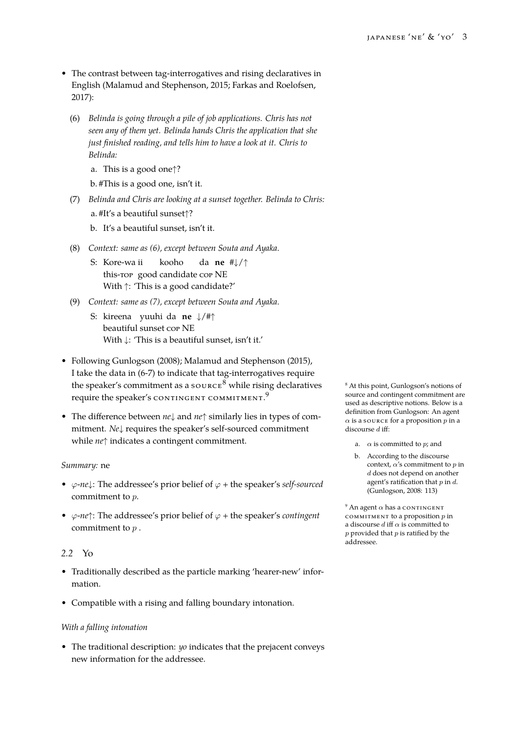- The contrast between tag-interrogatives and rising declaratives in English (Malamud and Stephenson, 2015; Farkas and Roelofsen, 2017):

(6) *Belinda is going through a pile of job applications. Chris has not seen any of them yet. Belinda hands Chris the application that she just finished reading, and tells him to have a look at it. Chris to Belinda:*

  a. This is a good one↑?

  b. #This is a good one, isn't it.

(7) *Belinda and Chris are looking at a sunset together. Belinda to Chris:*

  a. #It's a beautiful sunset↑?

  b. It's a beautiful sunset, isn't it.

(8) *Context: same as (6), except between Souta and Ayaka.*

  S: Kore-wa ii kooho da **ne** #↓/↑
  this-TOP good candidate COP NE
  With ↑: 'This is a good candidate?'

(9) *Context: same as (7), except between Souta and Ayaka.*

  S: kireena yuuhi da **ne** ↓/#↑
  beautiful sunset COP NE
  With ↓: 'This is a beautiful sunset, isn't it.'

- Following Gunlogson (2008); Malamud and Stephenson (2015), I take the data in (6-7) to indicate that tag-interrogatives require the speaker's commitment as a SOURCE[8] while rising declaratives require the speaker's CONTINGENT COMMITMENT.[9]

- The difference between *ne*↓ and *ne*↑ similarly lies in types of commitment. *Ne*↓ requires the speaker's self-sourced commitment while *ne*↑ indicates a contingent commitment.

*Summary:* ne

- $\varphi$-*ne*↓: The addressee's prior belief of $\varphi$ + the speaker's *self-sourced* commitment to $p$.

- $\varphi$-*ne*↑: The addressee's prior belief of $\varphi$ + the speaker's *contingent* commitment to $p$ .

### 2.2 Yo

- Traditionally described as the particle marking 'hearer-new' information.

- Compatible with a rising and falling boundary intonation.

*With a falling intonation*

- The traditional description: *yo* indicates that the prejacent conveys new information for the addressee.

[8] At this point, Gunlogson's notions of source and contingent commitment are used as descriptive notions. Below is a definition from Gunlogson: An agent $\alpha$ is a SOURCE for a proposition $p$ in a discourse $d$ iff:

  a. $\alpha$ is committed to $p$; and

  b. According to the discourse context, $\alpha$'s commitment to $p$ in $d$ does not depend on another agent's ratification that $p$ in $d$. (Gunlogson, 2008: 113)

[9] An agent $\alpha$ has a CONTINGENT COMMITMENT to a proposition $p$ in a discourse $d$ iff $\alpha$ is committed to $p$ provided that $p$ is ratified by the addressee.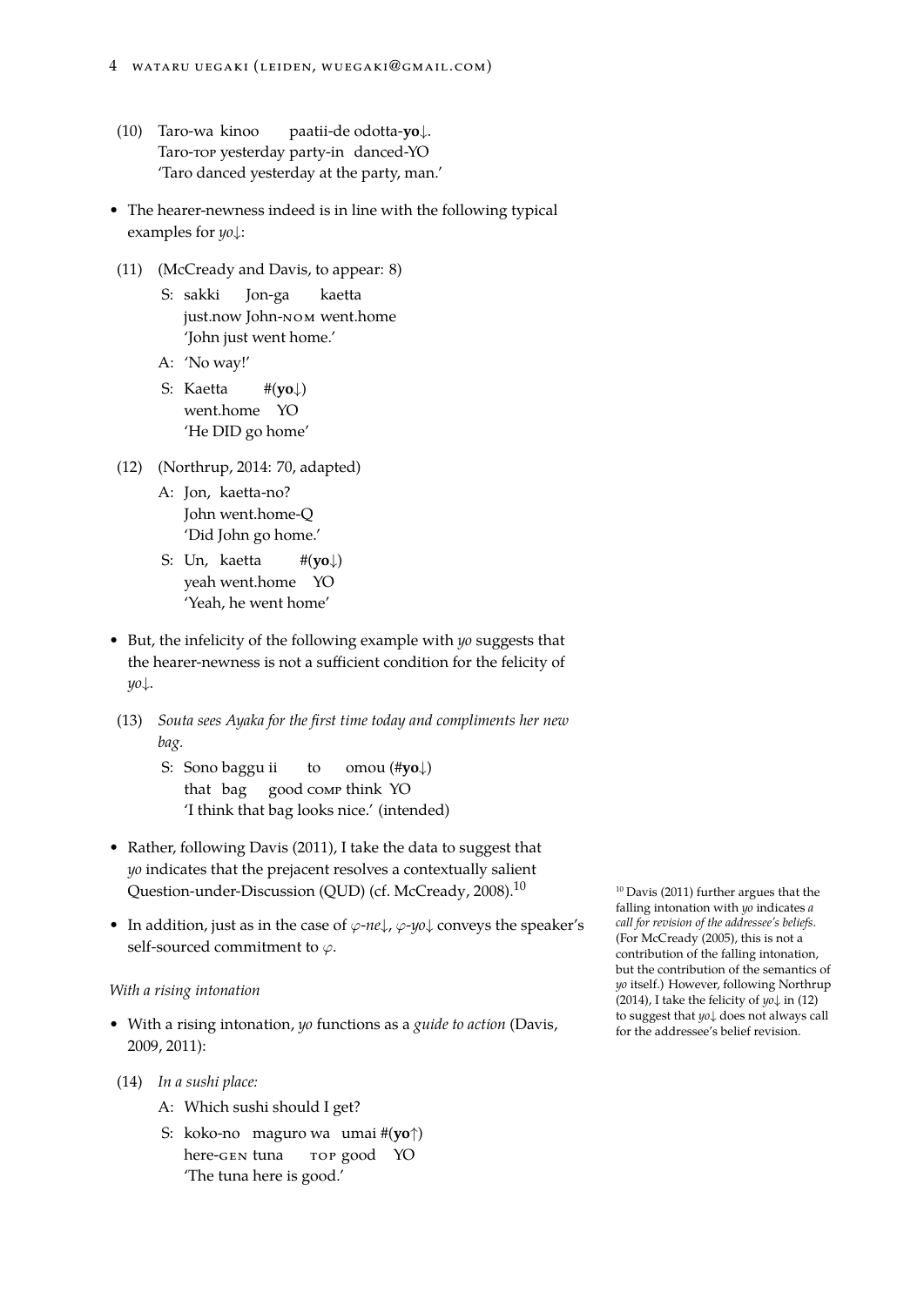(10) Taro-wa kinoo paatii-de odotta-**yo**↓.
Taro-TOP yesterday party-in danced-YO
'Taro danced yesterday at the party, man.'

- The hearer-newness indeed is in line with the following typical examples for *yo*↓:

(11) (McCready and Davis, to appear: 8)

S: sakki Jon-ga kaetta
just.now John-NOM went.home
'John just went home.'

A: 'No way!'

S: Kaetta #(**yo**↓)
went.home YO
'He DID go home'

(12) (Northrup, 2014: 70, adapted)

A: Jon, kaetta-no?
John went.home-Q
'Did John go home.'

S: Un, kaetta #(**yo**↓)
yeah went.home YO
'Yeah, he went home'

- But, the infelicity of the following example with *yo* suggests that the hearer-newness is not a sufficient condition for the felicity of *yo*↓.

(13) *Souta sees Ayaka for the first time today and compliments her new bag.*

S: Sono baggu ii to omou (#**yo**↓)
that bag good COMP think YO
'I think that bag looks nice.' (intended)

- Rather, following Davis (2011), I take the data to suggest that *yo* indicates that the prejacent resolves a contextually salient Question-under-Discussion (QUD) (cf. McCready, 2008).[10]

- In addition, just as in the case of $\varphi$-*ne*↓, $\varphi$-*yo*↓ conveys the speaker's self-sourced commitment to $\varphi$.

*With a rising intonation*

- With a rising intonation, *yo* functions as a *guide to action* (Davis, 2009, 2011):

(14) *In a sushi place:*

A: Which sushi should I get?

S: koko-no maguro wa umai #(**yo**↑)
here-GEN tuna TOP good YO
'The tuna here is good.'

[10] Davis (2011) further argues that the falling intonation with *yo* indicates *a call for revision of the addressee's beliefs*. (For McCready (2005), this is not a contribution of the falling intonation, but the contribution of the semantics of *yo* itself.) However, following Northrup (2014), I take the felicity of *yo*↓ in (12) to suggest that *yo*↓ does not always call for the addressee's belief revision.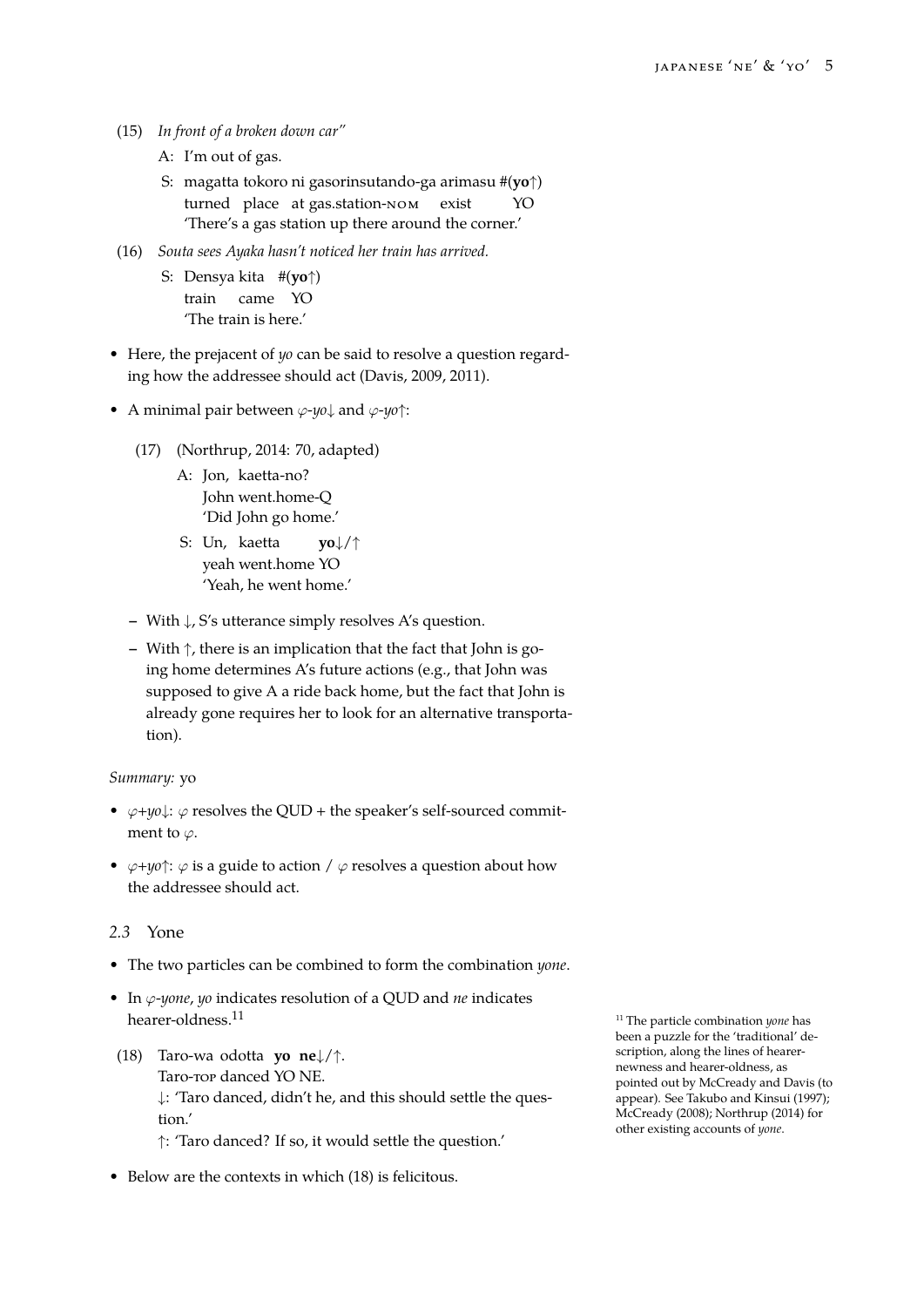(15) *In front of a broken down car"*

A: I'm out of gas.

S: magatta tokoro ni gasorinsutando-ga arimasu #(**yo**↑)
turned place at gas.station-NOM exist YO
'There's a gas station up there around the corner.'

(16) *Souta sees Ayaka hasn't noticed her train has arrived.*

S: Densya kita #(**yo**↑)
train came YO
'The train is here.'

- Here, the prejacent of *yo* can be said to resolve a question regarding how the addressee should act (Davis, 2009, 2011).
- A minimal pair between $\varphi$-*yo*↓ and $\varphi$-*yo*↑:

  (17) (Northrup, 2014: 70, adapted)

  A: Jon, kaetta-no?
  John went.home-Q
  'Did John go home.'

  S: Un, kaetta **yo**↓/↑
  yeah went.home YO
  'Yeah, he went home.'

  - With ↓, S's utterance simply resolves A's question.
  - With ↑, there is an implication that the fact that John is going home determines A's future actions (e.g., that John was supposed to give A a ride back home, but the fact that John is already gone requires her to look for an alternative transportation).

*Summary:* yo

- $\varphi$+*yo*↓: $\varphi$ resolves the QUD + the speaker's self-sourced commitment to $\varphi$.
- $\varphi$+*yo*↑: $\varphi$ is a guide to action / $\varphi$ resolves a question about how the addressee should act.

## *2.3* Yone

- The two particles can be combined to form the combination *yone*.
- In $\varphi$-*yone*, *yo* indicates resolution of a QUD and *ne* indicates hearer-oldness.[11]

(18) Taro-wa odotta **yo ne**↓/↑.
Taro-TOP danced YO NE.
↓: 'Taro danced, didn't he, and this should settle the question.'
↑: 'Taro danced? If so, it would settle the question.'

- Below are the contexts in which (18) is felicitous.

[11] The particle combination *yone* has been a puzzle for the 'traditional' description, along the lines of hearer-newness and hearer-oldness, as pointed out by McCready and Davis (to appear). See Takubo and Kinsui (1997); McCready (2008); Northrup (2014) for other existing accounts of *yone*.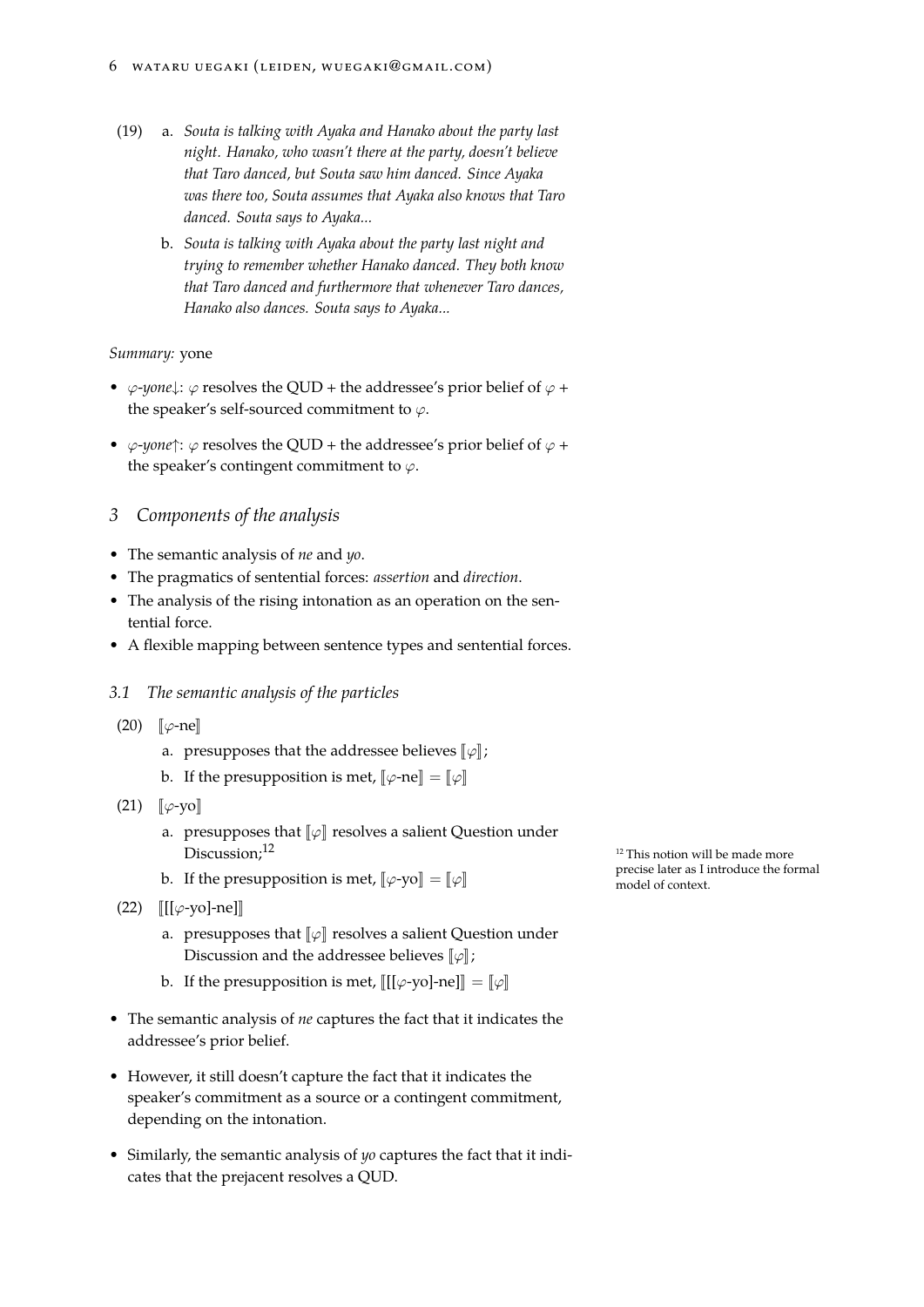(19) a. *Souta is talking with Ayaka and Hanako about the party last night. Hanako, who wasn't there at the party, doesn't believe that Taro danced, but Souta saw him danced. Since Ayaka was there too, Souta assumes that Ayaka also knows that Taro danced. Souta says to Ayaka...*

b. *Souta is talking with Ayaka about the party last night and trying to remember whether Hanako danced. They both know that Taro danced and furthermore that whenever Taro dances, Hanako also dances. Souta says to Ayaka...*

*Summary:* yone

- $\varphi$-*yone*↓: $\varphi$ resolves the QUD + the addressee's prior belief of $\varphi$ + the speaker's self-sourced commitment to $\varphi$.
- $\varphi$-*yone*↑: $\varphi$ resolves the QUD + the addressee's prior belief of $\varphi$ + the speaker's contingent commitment to $\varphi$.

## 3 *Components of the analysis*

- The semantic analysis of *ne* and *yo*.
- The pragmatics of sentential forces: *assertion* and *direction*.
- The analysis of the rising intonation as an operation on the sentential force.
- A flexible mapping between sentence types and sentential forces.

### 3.1 *The semantic analysis of the particles*

(20) $[\![\varphi\text{-ne}]\!]$

a. presupposes that the addressee believes $[\![\varphi]\!]$;

b. If the presupposition is met, $[\![\varphi\text{-ne}]\!] = [\![\varphi]\!]$

(21) $[\![\varphi\text{-yo}]\!]$

a. presupposes that $[\![\varphi]\!]$ resolves a salient Question under Discussion;[12]

b. If the presupposition is met, $[\![\varphi\text{-yo}]\!] = [\![\varphi]\!]$

(22) $[\![[\varphi\text{-yo}]\text{-ne}]\!]$

a. presupposes that $[\![\varphi]\!]$ resolves a salient Question under Discussion and the addressee believes $[\![\varphi]\!]$;

b. If the presupposition is met, $[\![[\varphi\text{-yo}]\text{-ne}]\!] = [\![\varphi]\!]$

- The semantic analysis of *ne* captures the fact that it indicates the addressee's prior belief.
- However, it still doesn't capture the fact that it indicates the speaker's commitment as a source or a contingent commitment, depending on the intonation.
- Similarly, the semantic analysis of *yo* captures the fact that it indicates that the prejacent resolves a QUD.

[12] This notion will be made more precise later as I introduce the formal model of context.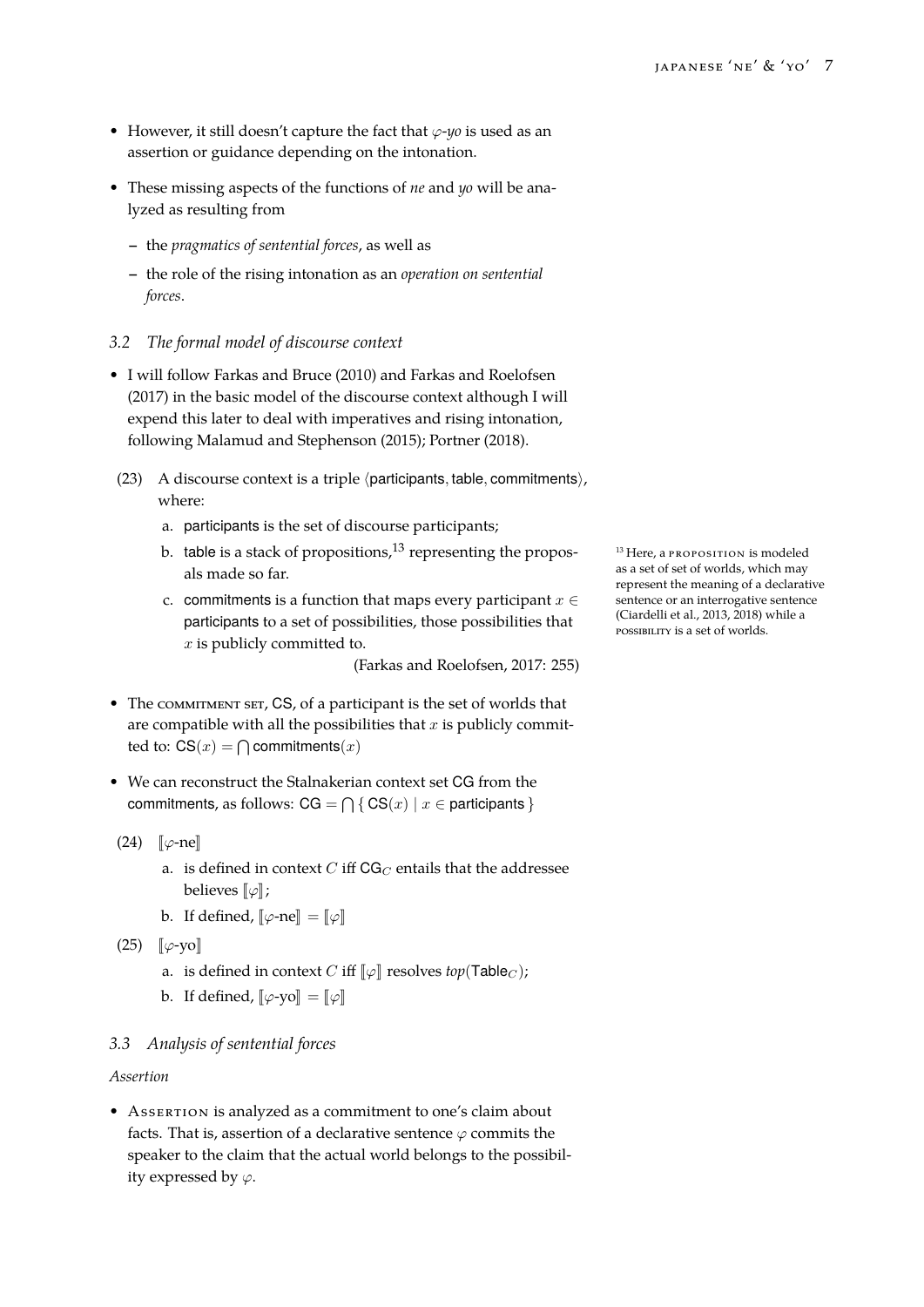- However, it still doesn't capture the fact that $\varphi$-*yo* is used as an assertion or guidance depending on the intonation.
- These missing aspects of the functions of *ne* and *yo* will be analyzed as resulting from
  - the *pragmatics of sentential forces*, as well as
  - the role of the rising intonation as an *operation on sentential forces*.

### 3.2 *The formal model of discourse context*

- I will follow Farkas and Bruce (2010) and Farkas and Roelofsen (2017) in the basic model of the discourse context although I will expend this later to deal with imperatives and rising intonation, following Malamud and Stephenson (2015); Portner (2018).

(23) A discourse context is a triple $\langle \textsf{participants}, \textsf{table}, \textsf{commitments} \rangle$, where:

  a. $\textsf{participants}$ is the set of discourse participants;

  b. $\textsf{table}$ is a stack of propositions,[13] representing the proposals made so far.

  c. $\textsf{commitments}$ is a function that maps every participant $x \in \textsf{participants}$ to a set of possibilities, those possibilities that $x$ is publicly committed to.

  (Farkas and Roelofsen, 2017: 255)

[13] Here, a PROPOSITION is modeled as a set of set of worlds, which may represent the meaning of a declarative sentence or an interrogative sentence (Ciardelli et al., 2013, 2018) while a POSSIBILITY is a set of worlds.

- The COMMITMENT SET, $\textsf{CS}$, of a participant is the set of worlds that are compatible with all the possibilities that $x$ is publicly committed to: $\textsf{CS}(x) = \bigcap \textsf{commitments}(x)$
- We can reconstruct the Stalnakerian context set $\textsf{CG}$ from the $\textsf{commitments}$, as follows: $\textsf{CG} = \bigcap \{\, \textsf{CS}(x) \mid x \in \textsf{participants} \,\}$

(24) $[\![\varphi\text{-ne}]\!]$

  a. is defined in context $C$ iff $\textsf{CG}_C$ entails that the addressee believes $[\![\varphi]\!]$;

  b. If defined, $[\![\varphi\text{-ne}]\!] = [\![\varphi]\!]$

(25) $[\![\varphi\text{-yo}]\!]$

  a. is defined in context $C$ iff $[\![\varphi]\!]$ resolves $\textit{top}(\textsf{Table}_C)$;

  b. If defined, $[\![\varphi\text{-yo}]\!] = [\![\varphi]\!]$

### 3.3 *Analysis of sentential forces*

*Assertion*

- ASSERTION is analyzed as a commitment to one's claim about facts. That is, assertion of a declarative sentence $\varphi$ commits the speaker to the claim that the actual world belongs to the possibility expressed by $\varphi$.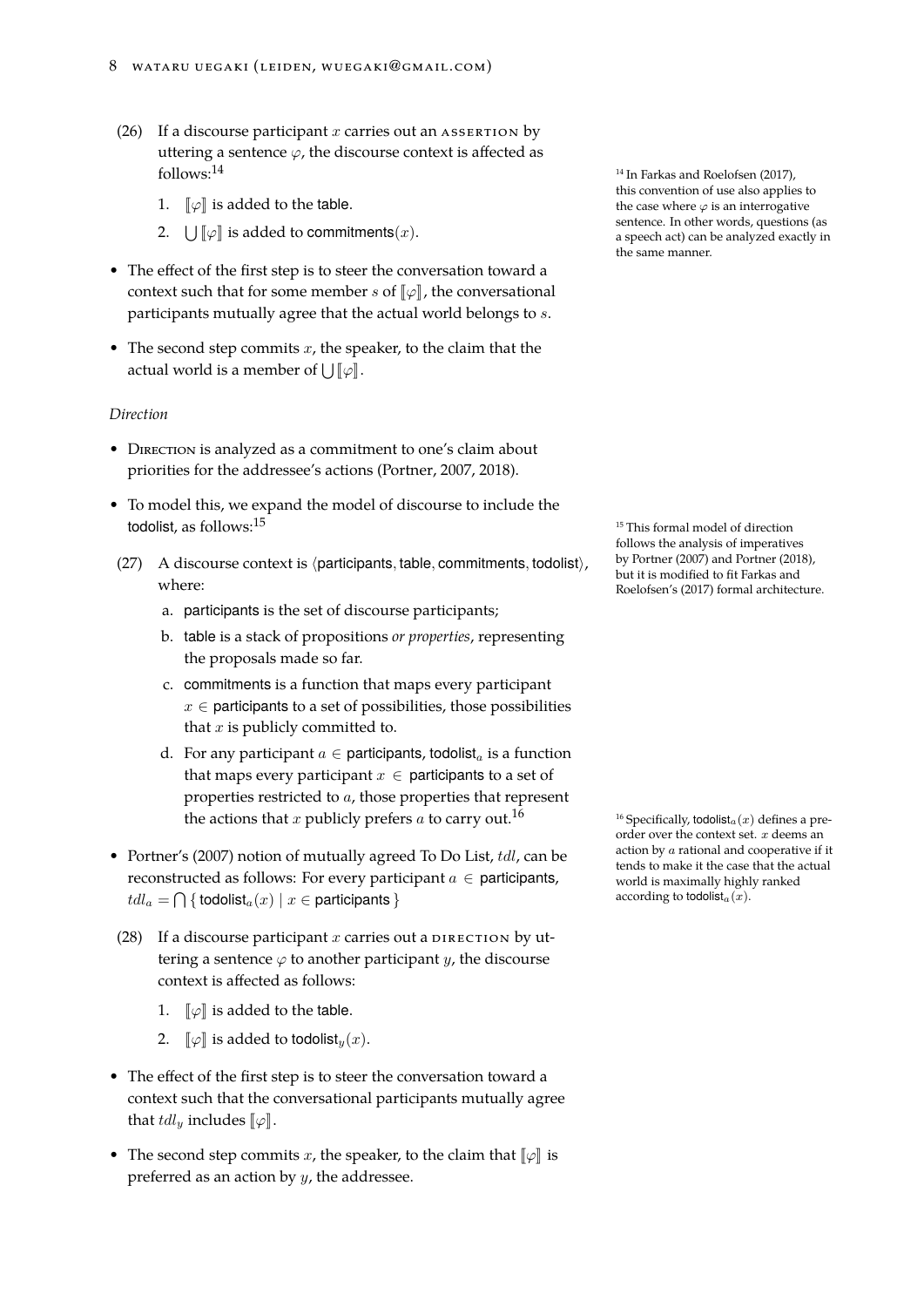(26) If a discourse participant $x$ carries out an ASSERTION by uttering a sentence $\varphi$, the discourse context is affected as follows:[14]

1. $[\![\varphi]\!]$ is added to the $\mathsf{table}$.
2. $\bigcup[\![\varphi]\!]$ is added to $\mathsf{commitments}(x)$.

- The effect of the first step is to steer the conversation toward a context such that for some member $s$ of $[\![\varphi]\!]$, the conversational participants mutually agree that the actual world belongs to $s$.
- The second step commits $x$, the speaker, to the claim that the actual world is a member of $\bigcup[\![\varphi]\!]$.

*Direction*

- DIRECTION is analyzed as a commitment to one's claim about priorities for the addressee's actions (Portner, 2007, 2018).
- To model this, we expand the model of discourse to include the $\mathsf{todolist}$, as follows:[15]

(27) A discourse context is $\langle \mathsf{participants}, \mathsf{table}, \mathsf{commitments}, \mathsf{todolist} \rangle$, where:

a. $\mathsf{participants}$ is the set of discourse participants;

b. $\mathsf{table}$ is a stack of propositions *or properties*, representing the proposals made so far.

c. $\mathsf{commitments}$ is a function that maps every participant $x \in \mathsf{participants}$ to a set of possibilities, those possibilities that $x$ is publicly committed to.

d. For any participant $a \in \mathsf{participants}$, $\mathsf{todolist}_a$ is a function that maps every participant $x \in \mathsf{participants}$ to a set of properties restricted to $a$, those properties that represent the actions that $x$ publicly prefers $a$ to carry out.[16]

- Portner's (2007) notion of mutually agreed To Do List, $tdl$, can be reconstructed as follows: For every participant $a \in \mathsf{participants}$, $tdl_a = \bigcap \{ \mathsf{todolist}_a(x) \mid x \in \mathsf{participants} \}$

(28) If a discourse participant $x$ carries out a DIRECTION by uttering a sentence $\varphi$ to another participant $y$, the discourse context is affected as follows:

1. $[\![\varphi]\!]$ is added to the $\mathsf{table}$.
2. $[\![\varphi]\!]$ is added to $\mathsf{todolist}_y(x)$.

- The effect of the first step is to steer the conversation toward a context such that the conversational participants mutually agree that $tdl_y$ includes $[\![\varphi]\!]$.
- The second step commits $x$, the speaker, to the claim that $[\![\varphi]\!]$ is preferred as an action by $y$, the addressee.

[14] In Farkas and Roelofsen (2017), this convention of use also applies to the case where $\varphi$ is an interrogative sentence. In other words, questions (as a speech act) can be analyzed exactly in the same manner.

[15] This formal model of direction follows the analysis of imperatives by Portner (2007) and Portner (2018), but it is modified to fit Farkas and Roelofsen's (2017) formal architecture.

[16] Specifically, $\mathsf{todolist}_a(x)$ defines a preorder over the context set. $x$ deems an action by $a$ rational and cooperative if it tends to make it the case that the actual world is maximally highly ranked according to $\mathsf{todolist}_a(x)$.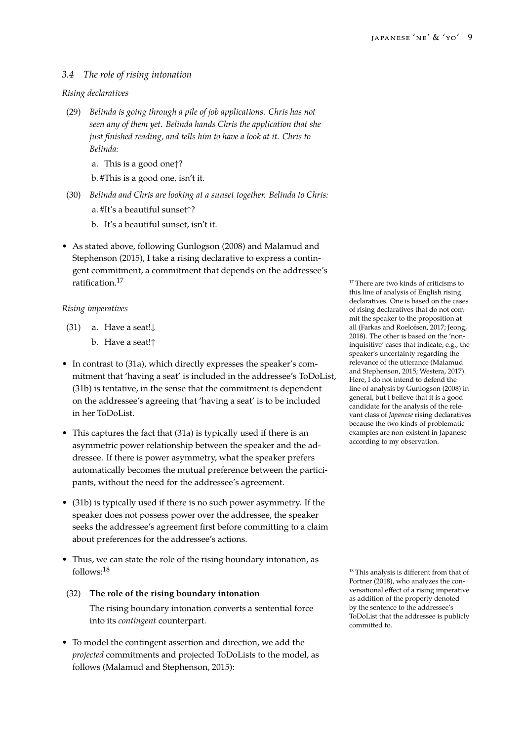### 3.4 *The role of rising intonation*

*Rising declaratives*

(29) *Belinda is going through a pile of job applications. Chris has not seen any of them yet. Belinda hands Chris the application that she just finished reading, and tells him to have a look at it. Chris to Belinda:*

a. This is a good one↑?

b. #This is a good one, isn't it.

(30) *Belinda and Chris are looking at a sunset together. Belinda to Chris:*

a. #It's a beautiful sunset↑?

b. It's a beautiful sunset, isn't it.

- As stated above, following Gunlogson (2008) and Malamud and Stephenson (2015), I take a rising declarative to express a contingent commitment, a commitment that depends on the addressee's ratification.[17]

[17] There are two kinds of criticisms to this line of analysis of English rising declaratives. One is based on the cases of rising declaratives that do not commit the speaker to the proposition at all (Farkas and Roelofsen, 2017; Jeong, 2018). The other is based on the 'non-inquisitive' cases that indicate, e.g., the speaker's uncertainty regarding the relevance of the utterance (Malamud and Stephenson, 2015; Westera, 2017). Here, I do not intend to defend the line of analysis by Gunlogson (2008) in general, but I believe that it is a good candidate for the analysis of the relevant class of *Japanese* rising declaratives because the two kinds of problematic examples are non-existent in Japanese according to my observation.

*Rising imperatives*

(31) a. Have a seat!↓

b. Have a seat!↑

- In contrast to (31a), which directly expresses the speaker's commitment that 'having a seat' is included in the addressee's ToDoList, (31b) is tentative, in the sense that the commitment is dependent on the addressee's agreeing that 'having a seat' is to be included in her ToDoList.
- This captures the fact that (31a) is typically used if there is an asymmetric power relationship between the speaker and the addressee. If there is power asymmetry, what the speaker prefers automatically becomes the mutual preference between the participants, without the need for the addressee's agreement.
- (31b) is typically used if there is no such power asymmetry. If the speaker does not possess power over the addressee, the speaker seeks the addressee's agreement first before committing to a claim about preferences for the addressee's actions.
- Thus, we can state the role of the rising boundary intonation, as follows:[18]

[18] This analysis is different from that of Portner (2018), who analyzes the conversational effect of a rising imperative as addition of the property denoted by the sentence to the addressee's ToDoList that the addressee is publicly committed to.

(32) **The role of the rising boundary intonation**

The rising boundary intonation converts a sentential force into its *contingent* counterpart.

- To model the contingent assertion and direction, we add the *projected* commitments and projected ToDoLists to the model, as follows (Malamud and Stephenson, 2015):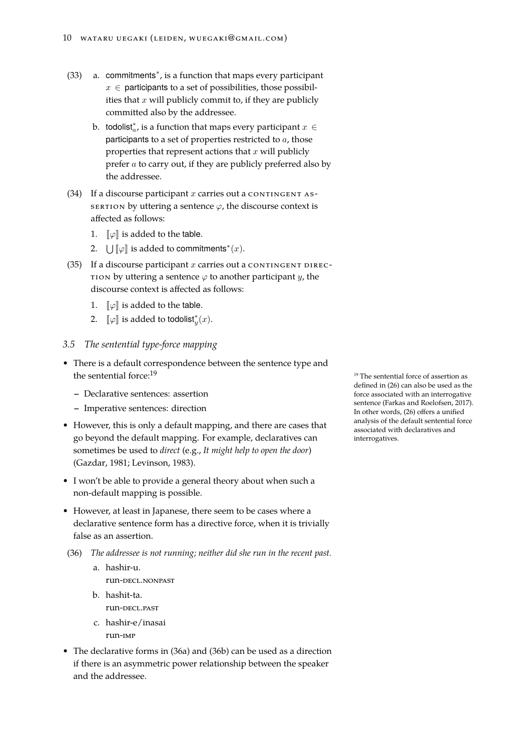(33) a. commitments$^*$, is a function that maps every participant $x \in$ participants to a set of possibilities, those possibilities that $x$ will publicly commit to, if they are publicly committed also by the addressee.

b. todolist$^*_a$, is a function that maps every participant $x \in$ participants to a set of properties restricted to $a$, those properties that represent actions that $x$ will publicly prefer $a$ to carry out, if they are publicly preferred also by the addressee.

(34) If a discourse participant $x$ carries out a CONTINGENT ASSERTION by uttering a sentence $\varphi$, the discourse context is affected as follows:

1. $[\![\varphi]\!]$ is added to the table.
2. $\bigcup[\![\varphi]\!]$ is added to commitments$^*(x)$.

(35) If a discourse participant $x$ carries out a CONTINGENT DIRECTION by uttering a sentence $\varphi$ to another participant $y$, the discourse context is affected as follows:

1. $[\![\varphi]\!]$ is added to the table.
2. $[\![\varphi]\!]$ is added to todolist$^*_y(x)$.

### 3.5 *The sentential type-force mapping*

- There is a default correspondence between the sentence type and the sentential force:[19]
  - Declarative sentences: assertion
  - Imperative sentences: direction
- However, this is only a default mapping, and there are cases that go beyond the default mapping. For example, declaratives can sometimes be used to *direct* (e.g., *It might help to open the door*) (Gazdar, 1981; Levinson, 1983).
- I won't be able to provide a general theory about when such a non-default mapping is possible.
- However, at least in Japanese, there seem to be cases where a declarative sentence form has a directive force, when it is trivially false as an assertion.

(36) *The addressee is not running; neither did she run in the recent past.*

a. hashir-u.
   run-DECL.NONPAST

b. hashit-ta.
   run-DECL.PAST

c. hashir-e/inasai
   run-IMP

- The declarative forms in (36a) and (36b) can be used as a direction if there is an asymmetric power relationship between the speaker and the addressee.

[19] The sentential force of assertion as defined in (26) can also be used as the force associated with an interrogative sentence (Farkas and Roelofsen, 2017). In other words, (26) offers a unified analysis of the default sentential force associated with declaratives and interrogatives.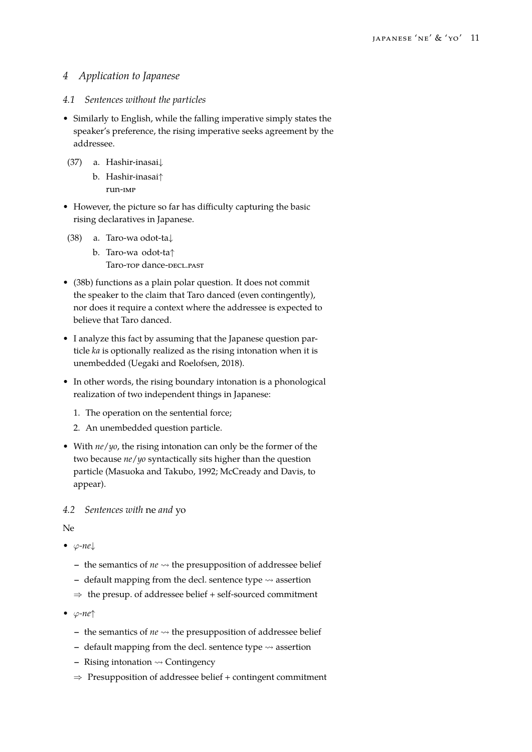## 4 Application to Japanese

### 4.1 Sentences without the particles

- Similarly to English, while the falling imperative simply states the speaker's preference, the rising imperative seeks agreement by the addressee.

(37) a. Hashir-inasai↓
  b. Hashir-inasai↑
  run-IMP

- However, the picture so far has difficulty capturing the basic rising declaratives in Japanese.

(38) a. Taro-wa odot-ta↓
  b. Taro-wa odot-ta↑
  Taro-TOP dance-DECL.PAST

- (38b) functions as a plain polar question. It does not commit the speaker to the claim that Taro danced (even contingently), nor does it require a context where the addressee is expected to believe that Taro danced.
- I analyze this fact by assuming that the Japanese question particle *ka* is optionally realized as the rising intonation when it is unembedded (Uegaki and Roelofsen, 2018).
- In other words, the rising boundary intonation is a phonological realization of two independent things in Japanese:
  1. The operation on the sentential force;
  2. An unembedded question particle.
- With *ne*/*yo*, the rising intonation can only be the former of the two because *ne*/*yo* syntactically sits higher than the question particle (Masuoka and Takubo, 1992; McCready and Davis, to appear).

### 4.2 Sentences with ne and yo

Ne

- *φ-ne*↓
  - the semantics of *ne* ⇝ the presupposition of addressee belief
  - default mapping from the decl. sentence type ⇝ assertion
  - ⇒ the presup. of addressee belief + self-sourced commitment
- *φ-ne*↑
  - the semantics of *ne* ⇝ the presupposition of addressee belief
  - default mapping from the decl. sentence type ⇝ assertion
  - Rising intonation ⇝ Contingency
  - ⇒ Presupposition of addressee belief + contingent commitment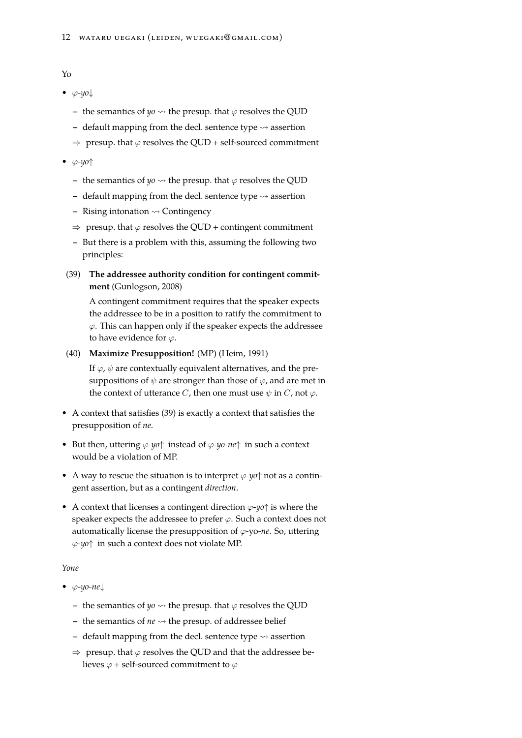Yo

- $\varphi$-*yo*$\downarrow$
  - the semantics of *yo* $\rightsquigarrow$ the presup. that $\varphi$ resolves the QUD
  - default mapping from the decl. sentence type $\rightsquigarrow$ assertion
  - $\Rightarrow$ presup. that $\varphi$ resolves the QUD + self-sourced commitment
- $\varphi$-*yo*$\uparrow$
  - the semantics of *yo* $\rightsquigarrow$ the presup. that $\varphi$ resolves the QUD
  - default mapping from the decl. sentence type $\rightsquigarrow$ assertion
  - Rising intonation $\rightsquigarrow$ Contingency
  - $\Rightarrow$ presup. that $\varphi$ resolves the QUD + contingent commitment
  - But there is a problem with this, assuming the following two principles:

(39) **The addressee authority condition for contingent commitment** (Gunlogson, 2008)

A contingent commitment requires that the speaker expects the addressee to be in a position to ratify the commitment to $\varphi$. This can happen only if the speaker expects the addressee to have evidence for $\varphi$.

(40) **Maximize Presupposition!** (MP) (Heim, 1991)

If $\varphi$, $\psi$ are contextually equivalent alternatives, and the presuppositions of $\psi$ are stronger than those of $\varphi$, and are met in the context of utterance $C$, then one must use $\psi$ in $C$, not $\varphi$.

- A context that satisfies (39) is exactly a context that satisfies the presupposition of *ne*.
- But then, uttering $\varphi$-*yo*$\uparrow$ instead of $\varphi$-*yo-ne*$\uparrow$ in such a context would be a violation of MP.
- A way to rescue the situation is to interpret $\varphi$-*yo*$\uparrow$ not as a contingent assertion, but as a contingent *direction*.
- A context that licenses a contingent direction $\varphi$-*yo*$\uparrow$ is where the speaker expects the addressee to prefer $\varphi$. Such a context does not automatically license the presupposition of $\varphi$-yo-*ne*. So, uttering $\varphi$-*yo*$\uparrow$ in such a context does not violate MP.

*Yone*

- $\varphi$-*yo-ne*$\downarrow$
  - the semantics of *yo* $\rightsquigarrow$ the presup. that $\varphi$ resolves the QUD
  - the semantics of *ne* $\rightsquigarrow$ the presup. of addressee belief
  - default mapping from the decl. sentence type $\rightsquigarrow$ assertion
  - $\Rightarrow$ presup. that $\varphi$ resolves the QUD and that the addressee believes $\varphi$ + self-sourced commitment to $\varphi$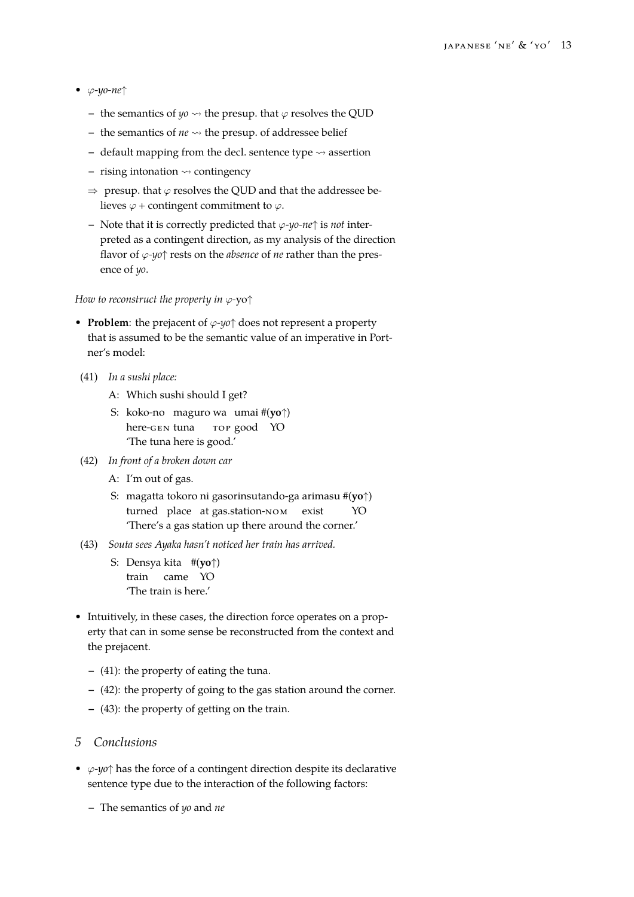- $\varphi$-*yo-ne*↑
  - the semantics of *yo* ⇝ the presup. that $\varphi$ resolves the QUD
  - the semantics of *ne* ⇝ the presup. of addressee belief
  - default mapping from the decl. sentence type ⇝ assertion
  - rising intonation ⇝ contingency
  - ⇒ presup. that $\varphi$ resolves the QUD and that the addressee believes $\varphi$ + contingent commitment to $\varphi$.
  - Note that it is correctly predicted that $\varphi$-*yo-ne*↑ is *not* interpreted as a contingent direction, as my analysis of the direction flavor of $\varphi$-*yo*↑ rests on the *absence* of *ne* rather than the presence of *yo*.

*How to reconstruct the property in $\varphi$-yo↑*

- **Problem**: the prejacent of $\varphi$-*yo*↑ does not represent a property that is assumed to be the semantic value of an imperative in Portner's model:

(41) *In a sushi place:*

A: Which sushi should I get?

S: koko-no maguro wa umai #(**yo**↑)
here-GEN tuna TOP good YO
'The tuna here is good.'

(42) *In front of a broken down car*

A: I'm out of gas.

S: magatta tokoro ni gasorinsutando-ga arimasu #(**yo**↑)
turned place at gas.station-NOM exist YO
'There's a gas station up there around the corner.'

(43) *Souta sees Ayaka hasn't noticed her train has arrived.*

S: Densya kita #(**yo**↑)
train came YO
'The train is here.'

- Intuitively, in these cases, the direction force operates on a property that can in some sense be reconstructed from the context and the prejacent.
  - (41): the property of eating the tuna.
  - (42): the property of going to the gas station around the corner.
  - (43): the property of getting on the train.

## 5 Conclusions

- $\varphi$-*yo*↑ has the force of a contingent direction despite its declarative sentence type due to the interaction of the following factors:
  - The semantics of *yo* and *ne*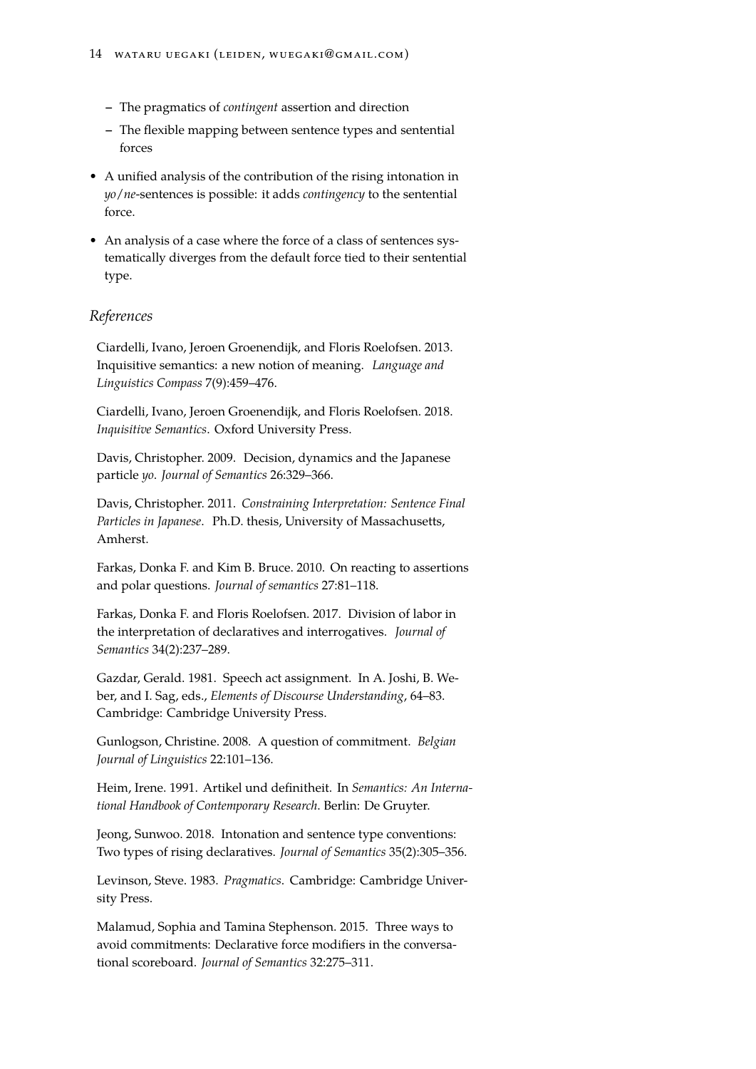- The pragmatics of *contingent* assertion and direction
  - The flexible mapping between sentence types and sentential forces

- A unified analysis of the contribution of the rising intonation in *yo/ne*-sentences is possible: it adds *contingency* to the sentential force.

- An analysis of a case where the force of a class of sentences systematically diverges from the default force tied to their sentential type.

## References

Ciardelli, Ivano, Jeroen Groenendijk, and Floris Roelofsen. 2013. Inquisitive semantics: a new notion of meaning. *Language and Linguistics Compass* 7(9):459–476.

Ciardelli, Ivano, Jeroen Groenendijk, and Floris Roelofsen. 2018. *Inquisitive Semantics*. Oxford University Press.

Davis, Christopher. 2009. Decision, dynamics and the Japanese particle *yo*. *Journal of Semantics* 26:329–366.

Davis, Christopher. 2011. *Constraining Interpretation: Sentence Final Particles in Japanese*. Ph.D. thesis, University of Massachusetts, Amherst.

Farkas, Donka F. and Kim B. Bruce. 2010. On reacting to assertions and polar questions. *Journal of semantics* 27:81–118.

Farkas, Donka F. and Floris Roelofsen. 2017. Division of labor in the interpretation of declaratives and interrogatives. *Journal of Semantics* 34(2):237–289.

Gazdar, Gerald. 1981. Speech act assignment. In A. Joshi, B. Weber, and I. Sag, eds., *Elements of Discourse Understanding*, 64–83. Cambridge: Cambridge University Press.

Gunlogson, Christine. 2008. A question of commitment. *Belgian Journal of Linguistics* 22:101–136.

Heim, Irene. 1991. Artikel und definitheit. In *Semantics: An International Handbook of Contemporary Research*. Berlin: De Gruyter.

Jeong, Sunwoo. 2018. Intonation and sentence type conventions: Two types of rising declaratives. *Journal of Semantics* 35(2):305–356.

Levinson, Steve. 1983. *Pragmatics*. Cambridge: Cambridge University Press.

Malamud, Sophia and Tamina Stephenson. 2015. Three ways to avoid commitments: Declarative force modifiers in the conversational scoreboard. *Journal of Semantics* 32:275–311.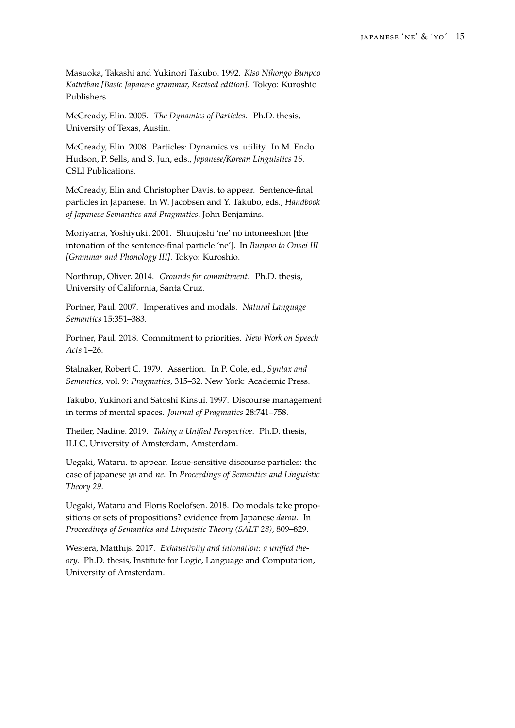Masuoka, Takashi and Yukinori Takubo. 1992. *Kiso Nihongo Bunpoo Kaiteiban [Basic Japanese grammar, Revised edition]*. Tokyo: Kuroshio Publishers.

McCready, Elin. 2005. *The Dynamics of Particles*. Ph.D. thesis, University of Texas, Austin.

McCready, Elin. 2008. Particles: Dynamics vs. utility. In M. Endo Hudson, P. Sells, and S. Jun, eds., *Japanese/Korean Linguistics 16*. CSLI Publications.

McCready, Elin and Christopher Davis. to appear. Sentence-final particles in Japanese. In W. Jacobsen and Y. Takubo, eds., *Handbook of Japanese Semantics and Pragmatics*. John Benjamins.

Moriyama, Yoshiyuki. 2001. Shuujoshi 'ne' no intoneeshon [the intonation of the sentence-final particle 'ne']. In *Bunpoo to Onsei III [Grammar and Phonology III]*. Tokyo: Kuroshio.

Northrup, Oliver. 2014. *Grounds for commitment*. Ph.D. thesis, University of California, Santa Cruz.

Portner, Paul. 2007. Imperatives and modals. *Natural Language Semantics* 15:351–383.

Portner, Paul. 2018. Commitment to priorities. *New Work on Speech Acts* 1–26.

Stalnaker, Robert C. 1979. Assertion. In P. Cole, ed., *Syntax and Semantics*, vol. 9: *Pragmatics*, 315–32. New York: Academic Press.

Takubo, Yukinori and Satoshi Kinsui. 1997. Discourse management in terms of mental spaces. *Journal of Pragmatics* 28:741–758.

Theiler, Nadine. 2019. *Taking a Unified Perspective*. Ph.D. thesis, ILLC, University of Amsterdam, Amsterdam.

Uegaki, Wataru. to appear. Issue-sensitive discourse particles: the case of japanese *yo* and *ne*. In *Proceedings of Semantics and Linguistic Theory 29*.

Uegaki, Wataru and Floris Roelofsen. 2018. Do modals take propositions or sets of propositions? evidence from Japanese *darou*. In *Proceedings of Semantics and Linguistic Theory (SALT 28)*, 809–829.

Westera, Matthijs. 2017. *Exhaustivity and intonation: a unified theory*. Ph.D. thesis, Institute for Logic, Language and Computation, University of Amsterdam.